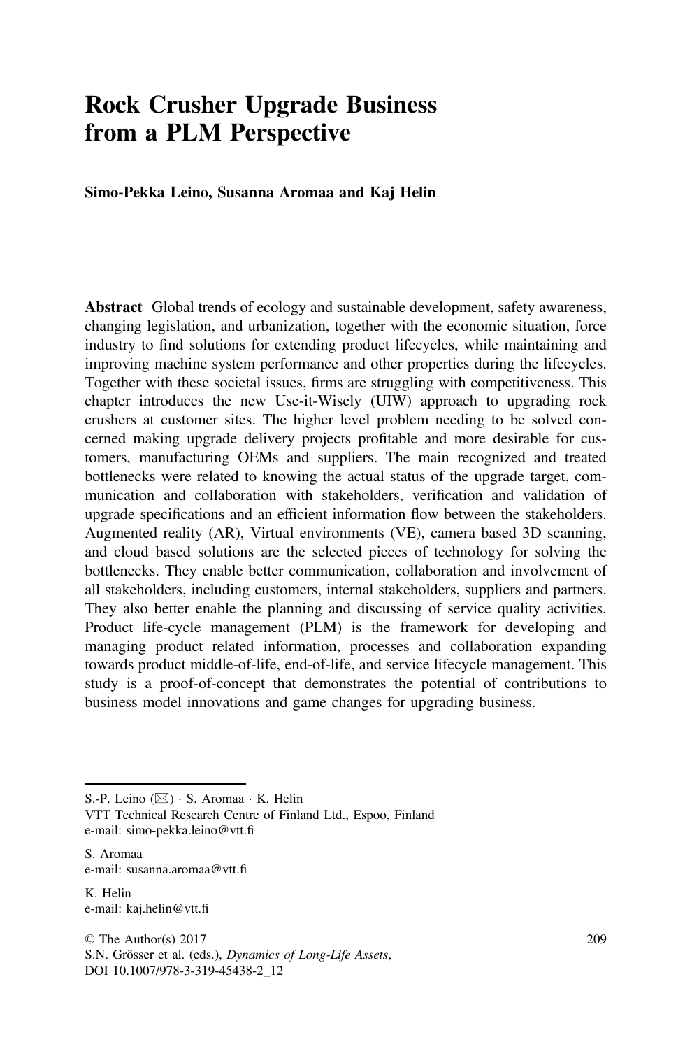# Rock Crusher Upgrade Business from a PLM Perspective

**Simo-Pekka Leino, Susanna Aromaa and Kaj Helin**

**Abstract** Global trends of ecology and sustainable development, safety awareness, changing legislation, and urbanization, together with the economic situation, force industry to find solutions for extending product lifecycles, while maintaining and improving machine system performance and other properties during the lifecycles. Together with these societal issues, firms are struggling with competitiveness. This chapter introduces the new Use-it-Wisely (UIW) approach to upgrading rock crushers at customer sites. The higher level problem needing to be solved concerned making upgrade delivery projects profitable and more desirable for customers, manufacturing OEMs and suppliers. The main recognized and treated bottlenecks were related to knowing the actual status of the upgrade target, communication and collaboration with stakeholders, verification and validation of upgrade specifications and an efficient information flow between the stakeholders. Augmented reality (AR), Virtual environments (VE), camera based 3D scanning, and cloud based solutions are the selected pieces of technology for solving the bottlenecks. They enable better communication, collaboration and involvement of all stakeholders, including customers, internal stakeholders, suppliers and partners. They also better enable the planning and discussing of service quality activities. Product life-cycle management (PLM) is the framework for developing and managing product related information, processes and collaboration expanding towards product middle-of-life, end-of-life, and service lifecycle management. This study is a proof-of-concept that demonstrates the potential of contributions to business model innovations and game changes for upgrading business.

---

S.-P. Leino (✉) · S. Aromaa · K. Helin
VTT Technical Research Centre of Finland Ltd., Espoo, Finland
e-mail: simo-pekka.leino@vtt.fi

S. Aromaa
e-mail: susanna.aromaa@vtt.fi

K. Helin
e-mail: kaj.helin@vtt.fi

© The Author(s) 2017
S.N. Grösser et al. (eds.), *Dynamics of Long-Life Assets*,
DOI 10.1007/978-3-319-45438-2_12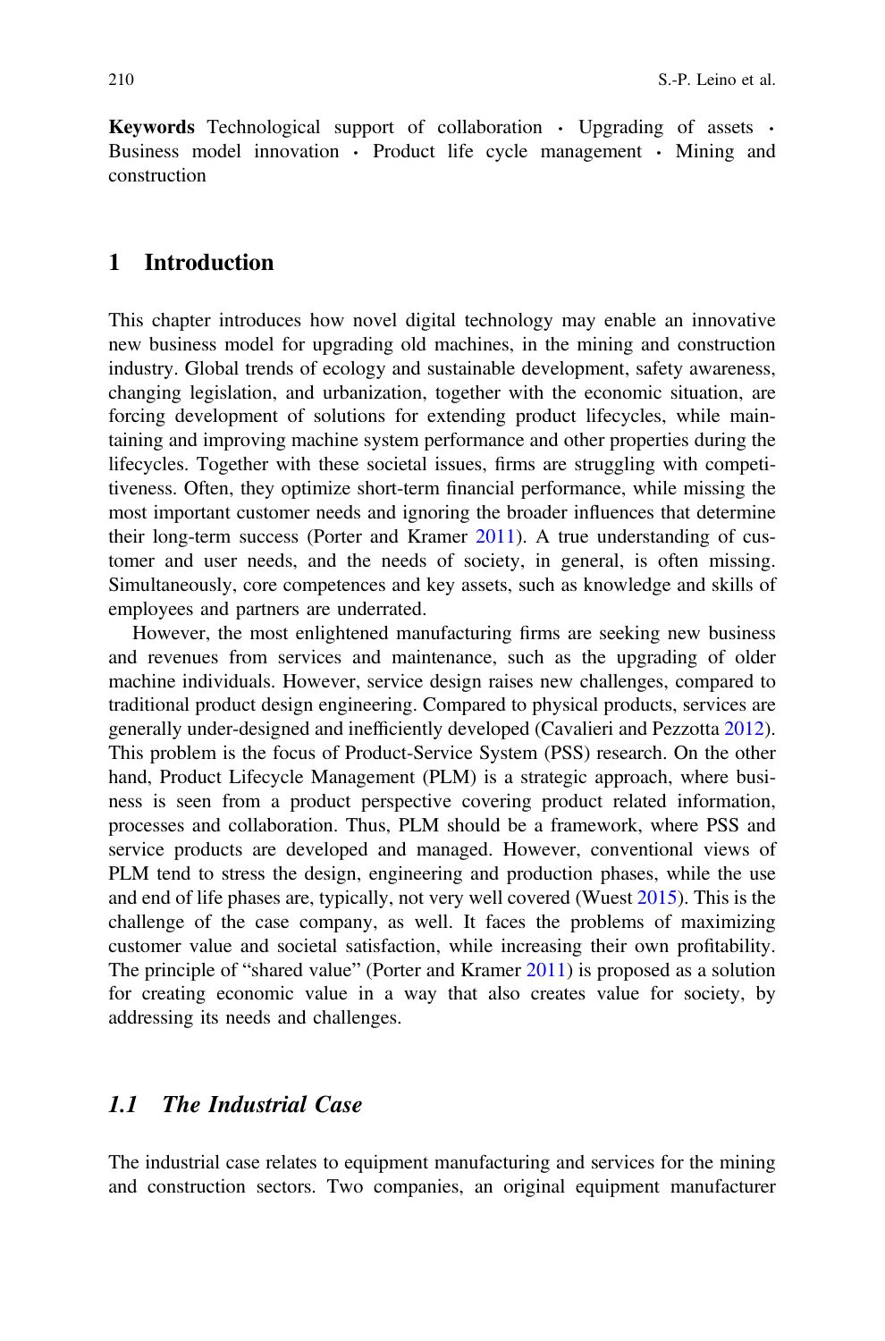**Keywords** Technological support of collaboration · Upgrading of assets · Business model innovation · Product life cycle management · Mining and construction

## 1 Introduction

This chapter introduces how novel digital technology may enable an innovative new business model for upgrading old machines, in the mining and construction industry. Global trends of ecology and sustainable development, safety awareness, changing legislation, and urbanization, together with the economic situation, are forcing development of solutions for extending product lifecycles, while maintaining and improving machine system performance and other properties during the lifecycles. Together with these societal issues, firms are struggling with competitiveness. Often, they optimize short-term financial performance, while missing the most important customer needs and ignoring the broader influences that determine their long-term success (Porter and Kramer 2011). A true understanding of customer and user needs, and the needs of society, in general, is often missing. Simultaneously, core competences and key assets, such as knowledge and skills of employees and partners are underrated.

However, the most enlightened manufacturing firms are seeking new business and revenues from services and maintenance, such as the upgrading of older machine individuals. However, service design raises new challenges, compared to traditional product design engineering. Compared to physical products, services are generally under-designed and inefficiently developed (Cavalieri and Pezzotta 2012). This problem is the focus of Product-Service System (PSS) research. On the other hand, Product Lifecycle Management (PLM) is a strategic approach, where business is seen from a product perspective covering product related information, processes and collaboration. Thus, PLM should be a framework, where PSS and service products are developed and managed. However, conventional views of PLM tend to stress the design, engineering and production phases, while the use and end of life phases are, typically, not very well covered (Wuest 2015). This is the challenge of the case company, as well. It faces the problems of maximizing customer value and societal satisfaction, while increasing their own profitability. The principle of "shared value" (Porter and Kramer 2011) is proposed as a solution for creating economic value in a way that also creates value for society, by addressing its needs and challenges.

### 1.1 *The Industrial Case*

The industrial case relates to equipment manufacturing and services for the mining and construction sectors. Two companies, an original equipment manufacturer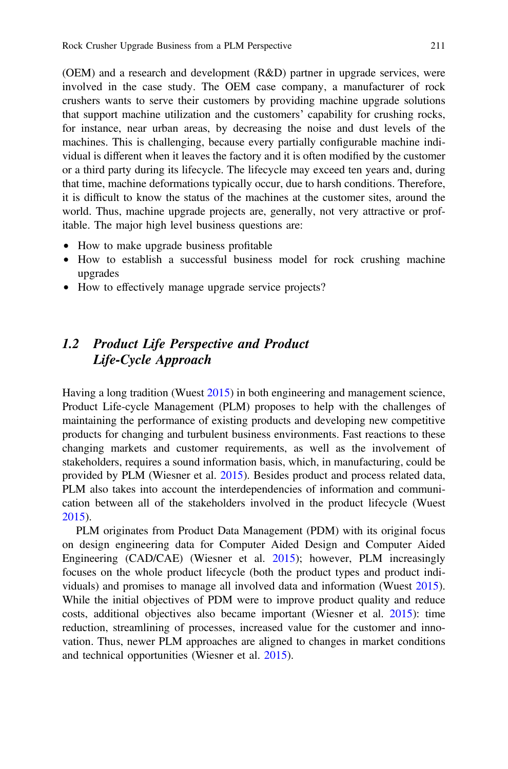(OEM) and a research and development (R&D) partner in upgrade services, were involved in the case study. The OEM case company, a manufacturer of rock crushers wants to serve their customers by providing machine upgrade solutions that support machine utilization and the customers' capability for crushing rocks, for instance, near urban areas, by decreasing the noise and dust levels of the machines. This is challenging, because every partially configurable machine individual is different when it leaves the factory and it is often modified by the customer or a third party during its lifecycle. The lifecycle may exceed ten years and, during that time, machine deformations typically occur, due to harsh conditions. Therefore, it is difficult to know the status of the machines at the customer sites, around the world. Thus, machine upgrade projects are, generally, not very attractive or profitable. The major high level business questions are:

- How to make upgrade business profitable
- How to establish a successful business model for rock crushing machine upgrades
- How to effectively manage upgrade service projects?

### 1.2 *Product Life Perspective and Product Life-Cycle Approach*

Having a long tradition (Wuest 2015) in both engineering and management science, Product Life-cycle Management (PLM) proposes to help with the challenges of maintaining the performance of existing products and developing new competitive products for changing and turbulent business environments. Fast reactions to these changing markets and customer requirements, as well as the involvement of stakeholders, requires a sound information basis, which, in manufacturing, could be provided by PLM (Wiesner et al. 2015). Besides product and process related data, PLM also takes into account the interdependencies of information and communication between all of the stakeholders involved in the product lifecycle (Wuest 2015).

PLM originates from Product Data Management (PDM) with its original focus on design engineering data for Computer Aided Design and Computer Aided Engineering (CAD/CAE) (Wiesner et al. 2015); however, PLM increasingly focuses on the whole product lifecycle (both the product types and product individuals) and promises to manage all involved data and information (Wuest 2015). While the initial objectives of PDM were to improve product quality and reduce costs, additional objectives also became important (Wiesner et al. 2015): time reduction, streamlining of processes, increased value for the customer and innovation. Thus, newer PLM approaches are aligned to changes in market conditions and technical opportunities (Wiesner et al. 2015).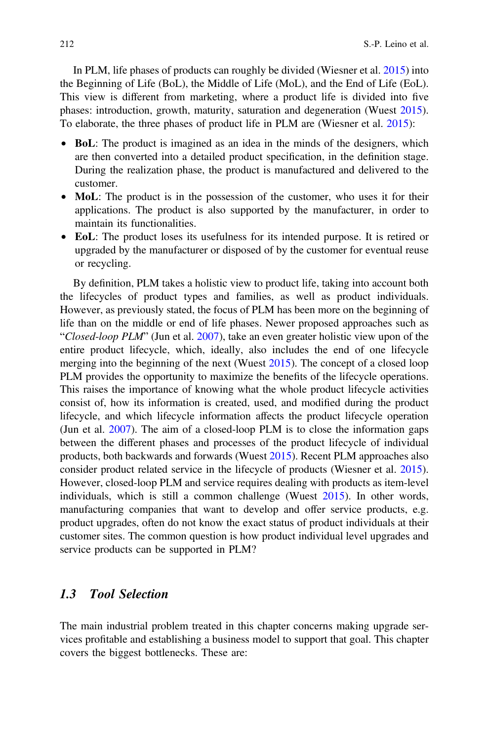In PLM, life phases of products can roughly be divided (Wiesner et al. 2015) into the Beginning of Life (BoL), the Middle of Life (MoL), and the End of Life (EoL). This view is different from marketing, where a product life is divided into five phases: introduction, growth, maturity, saturation and degeneration (Wuest 2015). To elaborate, the three phases of product life in PLM are (Wiesner et al. 2015):

- **BoL**: The product is imagined as an idea in the minds of the designers, which are then converted into a detailed product specification, in the definition stage. During the realization phase, the product is manufactured and delivered to the customer.
- **MoL**: The product is in the possession of the customer, who uses it for their applications. The product is also supported by the manufacturer, in order to maintain its functionalities.
- **EoL**: The product loses its usefulness for its intended purpose. It is retired or upgraded by the manufacturer or disposed of by the customer for eventual reuse or recycling.

By definition, PLM takes a holistic view to product life, taking into account both the lifecycles of product types and families, as well as product individuals. However, as previously stated, the focus of PLM has been more on the beginning of life than on the middle or end of life phases. Newer proposed approaches such as "*Closed-loop PLM*" (Jun et al. 2007), take an even greater holistic view upon of the entire product lifecycle, which, ideally, also includes the end of one lifecycle merging into the beginning of the next (Wuest 2015). The concept of a closed loop PLM provides the opportunity to maximize the benefits of the lifecycle operations. This raises the importance of knowing what the whole product lifecycle activities consist of, how its information is created, used, and modified during the product lifecycle, and which lifecycle information affects the product lifecycle operation (Jun et al. 2007). The aim of a closed-loop PLM is to close the information gaps between the different phases and processes of the product lifecycle of individual products, both backwards and forwards (Wuest 2015). Recent PLM approaches also consider product related service in the lifecycle of products (Wiesner et al. 2015). However, closed-loop PLM and service requires dealing with products as item-level individuals, which is still a common challenge (Wuest 2015). In other words, manufacturing companies that want to develop and offer service products, e.g. product upgrades, often do not know the exact status of product individuals at their customer sites. The common question is how product individual level upgrades and service products can be supported in PLM?

### *1.3 Tool Selection*

The main industrial problem treated in this chapter concerns making upgrade services profitable and establishing a business model to support that goal. This chapter covers the biggest bottlenecks. These are: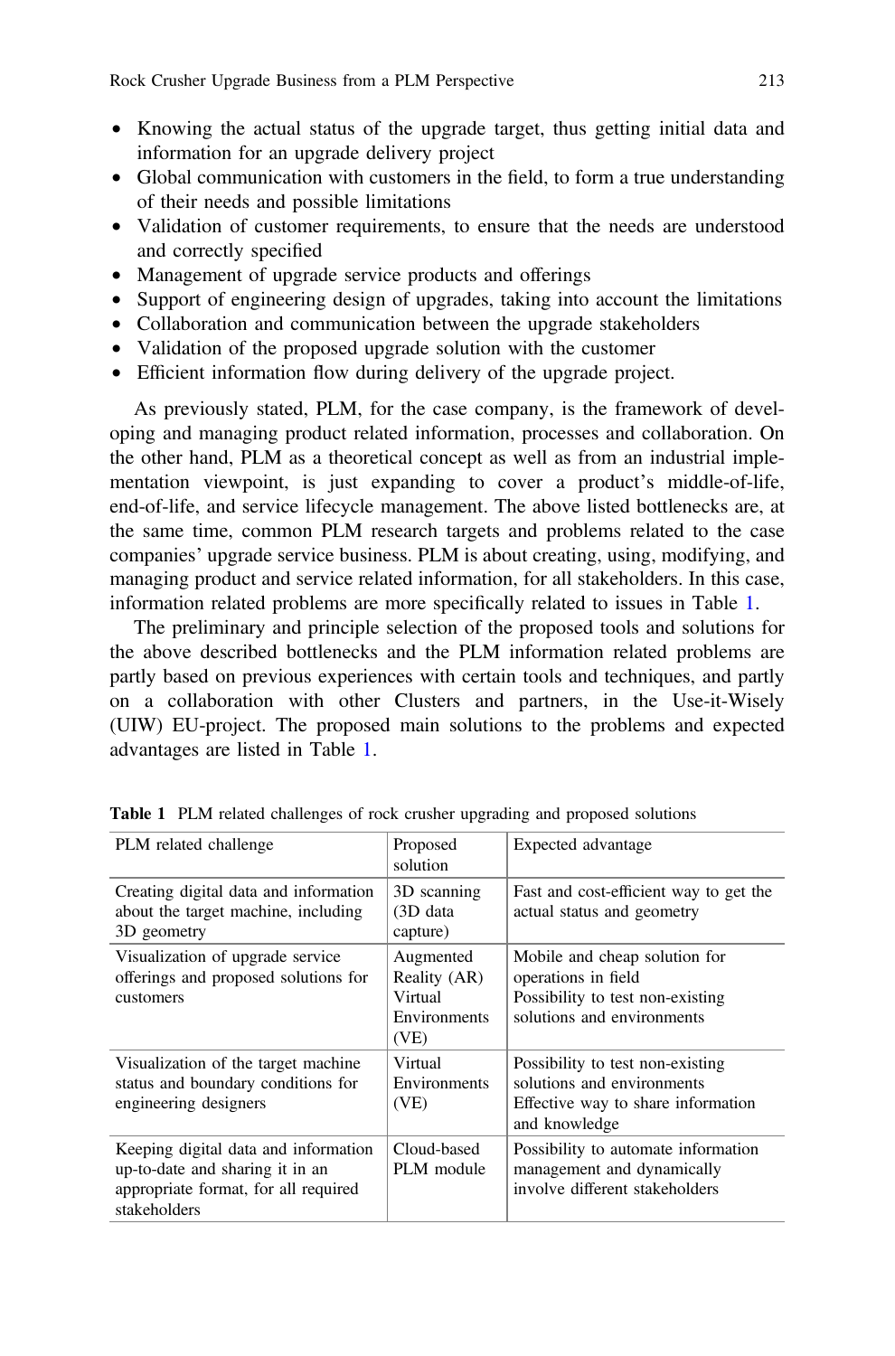- Knowing the actual status of the upgrade target, thus getting initial data and information for an upgrade delivery project
- Global communication with customers in the field, to form a true understanding of their needs and possible limitations
- Validation of customer requirements, to ensure that the needs are understood and correctly specified
- Management of upgrade service products and offerings
- Support of engineering design of upgrades, taking into account the limitations
- Collaboration and communication between the upgrade stakeholders
- Validation of the proposed upgrade solution with the customer
- Efficient information flow during delivery of the upgrade project.

As previously stated, PLM, for the case company, is the framework of developing and managing product related information, processes and collaboration. On the other hand, PLM as a theoretical concept as well as from an industrial implementation viewpoint, is just expanding to cover a product's middle-of-life, end-of-life, and service lifecycle management. The above listed bottlenecks are, at the same time, common PLM research targets and problems related to the case companies' upgrade service business. PLM is about creating, using, modifying, and managing product and service related information, for all stakeholders. In this case, information related problems are more specifically related to issues in Table 1.

The preliminary and principle selection of the proposed tools and solutions for the above described bottlenecks and the PLM information related problems are partly based on previous experiences with certain tools and techniques, and partly on a collaboration with other Clusters and partners, in the Use-it-Wisely (UIW) EU-project. The proposed main solutions to the problems and expected advantages are listed in Table 1.

**Table 1** PLM related challenges of rock crusher upgrading and proposed solutions

| PLM related challenge | Proposed solution | Expected advantage |
|---|---|---|
| Creating digital data and information about the target machine, including 3D geometry | 3D scanning (3D data capture) | Fast and cost-efficient way to get the actual status and geometry |
| Visualization of upgrade service offerings and proposed solutions for customers | Augmented Reality (AR) Virtual Environments (VE) | Mobile and cheap solution for operations in field<br>Possibility to test non-existing solutions and environments |
| Visualization of the target machine status and boundary conditions for engineering designers | Virtual Environments (VE) | Possibility to test non-existing solutions and environments<br>Effective way to share information and knowledge |
| Keeping digital data and information up-to-date and sharing it in an appropriate format, for all required stakeholders | Cloud-based PLM module | Possibility to automate information management and dynamically involve different stakeholders |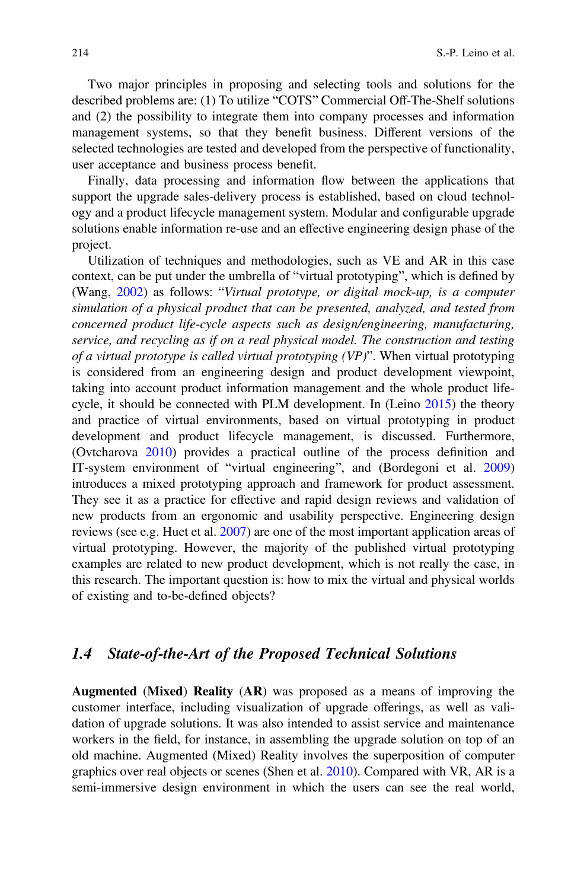Two major principles in proposing and selecting tools and solutions for the described problems are: (1) To utilize "COTS" Commercial Off-The-Shelf solutions and (2) the possibility to integrate them into company processes and information management systems, so that they benefit business. Different versions of the selected technologies are tested and developed from the perspective of functionality, user acceptance and business process benefit.

Finally, data processing and information flow between the applications that support the upgrade sales-delivery process is established, based on cloud technology and a product lifecycle management system. Modular and configurable upgrade solutions enable information re-use and an effective engineering design phase of the project.

Utilization of techniques and methodologies, such as VE and AR in this case context, can be put under the umbrella of "virtual prototyping", which is defined by (Wang, 2002) as follows: "*Virtual prototype, or digital mock-up, is a computer simulation of a physical product that can be presented, analyzed, and tested from concerned product life-cycle aspects such as design/engineering, manufacturing, service, and recycling as if on a real physical model. The construction and testing of a virtual prototype is called virtual prototyping (VP)*". When virtual prototyping is considered from an engineering design and product development viewpoint, taking into account product information management and the whole product lifecycle, it should be connected with PLM development. In (Leino 2015) the theory and practice of virtual environments, based on virtual prototyping in product development and product lifecycle management, is discussed. Furthermore, (Ovtcharova 2010) provides a practical outline of the process definition and IT-system environment of "virtual engineering", and (Bordegoni et al. 2009) introduces a mixed prototyping approach and framework for product assessment. They see it as a practice for effective and rapid design reviews and validation of new products from an ergonomic and usability perspective. Engineering design reviews (see e.g. Huet et al. 2007) are one of the most important application areas of virtual prototyping. However, the majority of the published virtual prototyping examples are related to new product development, which is not really the case, in this research. The important question is: how to mix the virtual and physical worlds of existing and to-be-defined objects?

### *1.4 State-of-the-Art of the Proposed Technical Solutions*

**Augmented** (**Mixed**) **Reality** (**AR**) was proposed as a means of improving the customer interface, including visualization of upgrade offerings, as well as validation of upgrade solutions. It was also intended to assist service and maintenance workers in the field, for instance, in assembling the upgrade solution on top of an old machine. Augmented (Mixed) Reality involves the superposition of computer graphics over real objects or scenes (Shen et al. 2010). Compared with VR, AR is a semi-immersive design environment in which the users can see the real world,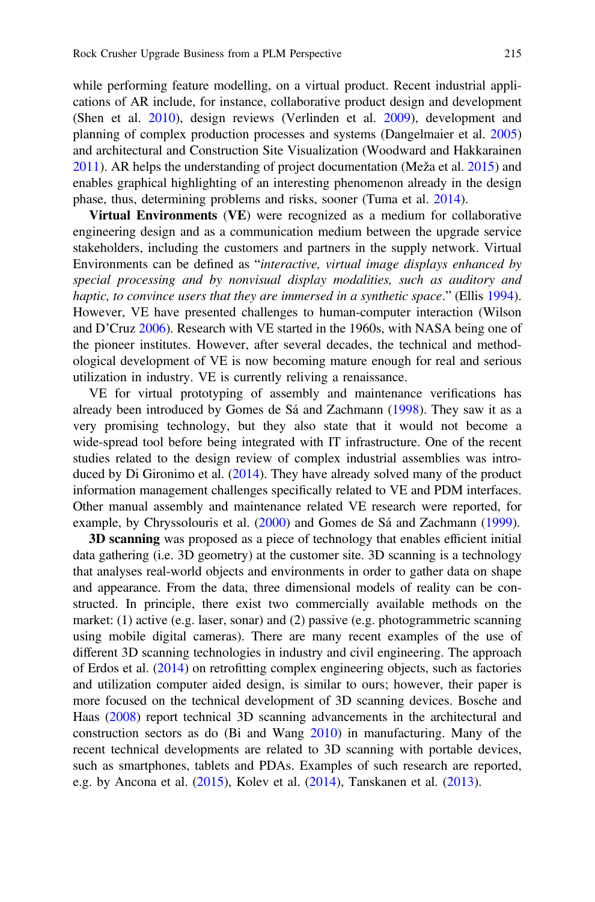while performing feature modelling, on a virtual product. Recent industrial applications of AR include, for instance, collaborative product design and development (Shen et al. 2010), design reviews (Verlinden et al. 2009), development and planning of complex production processes and systems (Dangelmaier et al. 2005) and architectural and Construction Site Visualization (Woodward and Hakkarainen 2011). AR helps the understanding of project documentation (Meža et al. 2015) and enables graphical highlighting of an interesting phenomenon already in the design phase, thus, determining problems and risks, sooner (Tuma et al. 2014).

**Virtual Environments** (**VE**) were recognized as a medium for collaborative engineering design and as a communication medium between the upgrade service stakeholders, including the customers and partners in the supply network. Virtual Environments can be defined as "*interactive, virtual image displays enhanced by special processing and by nonvisual display modalities, such as auditory and haptic, to convince users that they are immersed in a synthetic space*." (Ellis 1994). However, VE have presented challenges to human-computer interaction (Wilson and D'Cruz 2006). Research with VE started in the 1960s, with NASA being one of the pioneer institutes. However, after several decades, the technical and methodological development of VE is now becoming mature enough for real and serious utilization in industry. VE is currently reliving a renaissance.

VE for virtual prototyping of assembly and maintenance verifications has already been introduced by Gomes de Sá and Zachmann (1998). They saw it as a very promising technology, but they also state that it would not become a wide-spread tool before being integrated with IT infrastructure. One of the recent studies related to the design review of complex industrial assemblies was introduced by Di Gironimo et al. (2014). They have already solved many of the product information management challenges specifically related to VE and PDM interfaces. Other manual assembly and maintenance related VE research were reported, for example, by Chryssolouris et al. (2000) and Gomes de Sá and Zachmann (1999).

**3D scanning** was proposed as a piece of technology that enables efficient initial data gathering (i.e. 3D geometry) at the customer site. 3D scanning is a technology that analyses real-world objects and environments in order to gather data on shape and appearance. From the data, three dimensional models of reality can be constructed. In principle, there exist two commercially available methods on the market: (1) active (e.g. laser, sonar) and (2) passive (e.g. photogrammetric scanning using mobile digital cameras). There are many recent examples of the use of different 3D scanning technologies in industry and civil engineering. The approach of Erdos et al. (2014) on retrofitting complex engineering objects, such as factories and utilization computer aided design, is similar to ours; however, their paper is more focused on the technical development of 3D scanning devices. Bosche and Haas (2008) report technical 3D scanning advancements in the architectural and construction sectors as do (Bi and Wang 2010) in manufacturing. Many of the recent technical developments are related to 3D scanning with portable devices, such as smartphones, tablets and PDAs. Examples of such research are reported, e.g. by Ancona et al. (2015), Kolev et al. (2014), Tanskanen et al. (2013).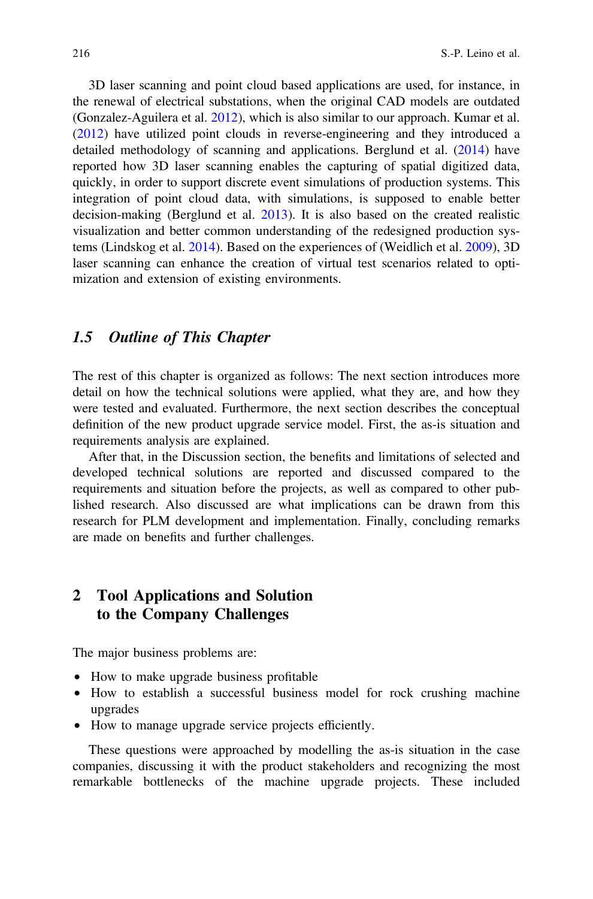3D laser scanning and point cloud based applications are used, for instance, in the renewal of electrical substations, when the original CAD models are outdated (Gonzalez-Aguilera et al. 2012), which is also similar to our approach. Kumar et al. (2012) have utilized point clouds in reverse-engineering and they introduced a detailed methodology of scanning and applications. Berglund et al. (2014) have reported how 3D laser scanning enables the capturing of spatial digitized data, quickly, in order to support discrete event simulations of production systems. This integration of point cloud data, with simulations, is supposed to enable better decision-making (Berglund et al. 2013). It is also based on the created realistic visualization and better common understanding of the redesigned production systems (Lindskog et al. 2014). Based on the experiences of (Weidlich et al. 2009), 3D laser scanning can enhance the creation of virtual test scenarios related to optimization and extension of existing environments.

### *1.5 Outline of This Chapter*

The rest of this chapter is organized as follows: The next section introduces more detail on how the technical solutions were applied, what they are, and how they were tested and evaluated. Furthermore, the next section describes the conceptual definition of the new product upgrade service model. First, the as-is situation and requirements analysis are explained.

After that, in the Discussion section, the benefits and limitations of selected and developed technical solutions are reported and discussed compared to the requirements and situation before the projects, as well as compared to other published research. Also discussed are what implications can be drawn from this research for PLM development and implementation. Finally, concluding remarks are made on benefits and further challenges.

## 2 Tool Applications and Solution to the Company Challenges

The major business problems are:

- How to make upgrade business profitable
- How to establish a successful business model for rock crushing machine upgrades
- How to manage upgrade service projects efficiently.

These questions were approached by modelling the as-is situation in the case companies, discussing it with the product stakeholders and recognizing the most remarkable bottlenecks of the machine upgrade projects. These included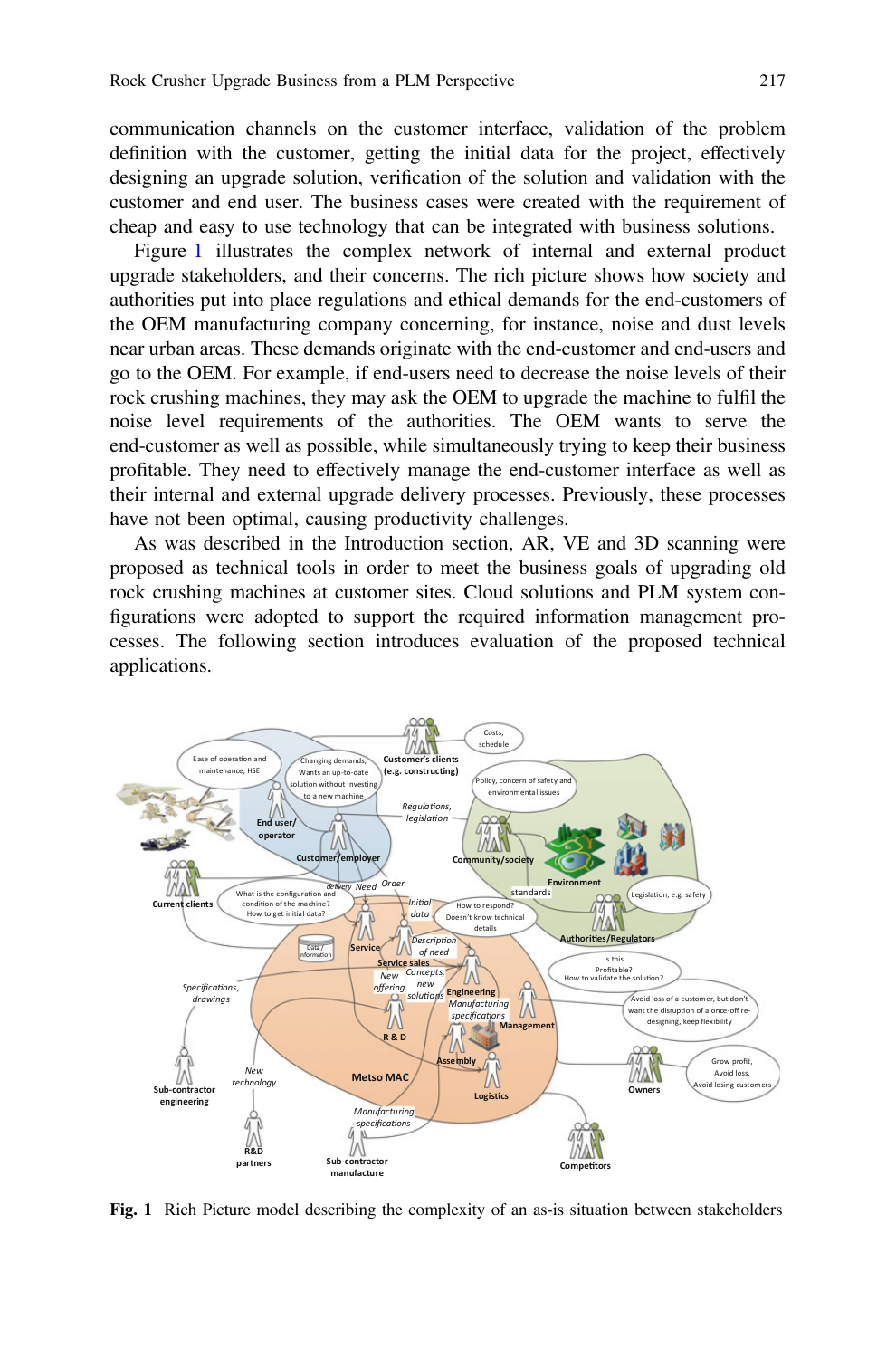communication channels on the customer interface, validation of the problem definition with the customer, getting the initial data for the project, effectively designing an upgrade solution, verification of the solution and validation with the customer and end user. The business cases were created with the requirement of cheap and easy to use technology that can be integrated with business solutions.

Figure 1 illustrates the complex network of internal and external product upgrade stakeholders, and their concerns. The rich picture shows how society and authorities put into place regulations and ethical demands for the end-customers of the OEM manufacturing company concerning, for instance, noise and dust levels near urban areas. These demands originate with the end-customer and end-users and go to the OEM. For example, if end-users need to decrease the noise levels of their rock crushing machines, they may ask the OEM to upgrade the machine to fulfil the noise level requirements of the authorities. The OEM wants to serve the end-customer as well as possible, while simultaneously trying to keep their business profitable. They need to effectively manage the end-customer interface as well as their internal and external upgrade delivery processes. Previously, these processes have not been optimal, causing productivity challenges.

As was described in the Introduction section, AR, VE and 3D scanning were proposed as technical tools in order to meet the business goals of upgrading old rock crushing machines at customer sites. Cloud solutions and PLM system configurations were adopted to support the required information management processes. The following section introduces evaluation of the proposed technical applications.

**Fig. 1** Rich Picture model describing the complexity of an as-is situation between stakeholders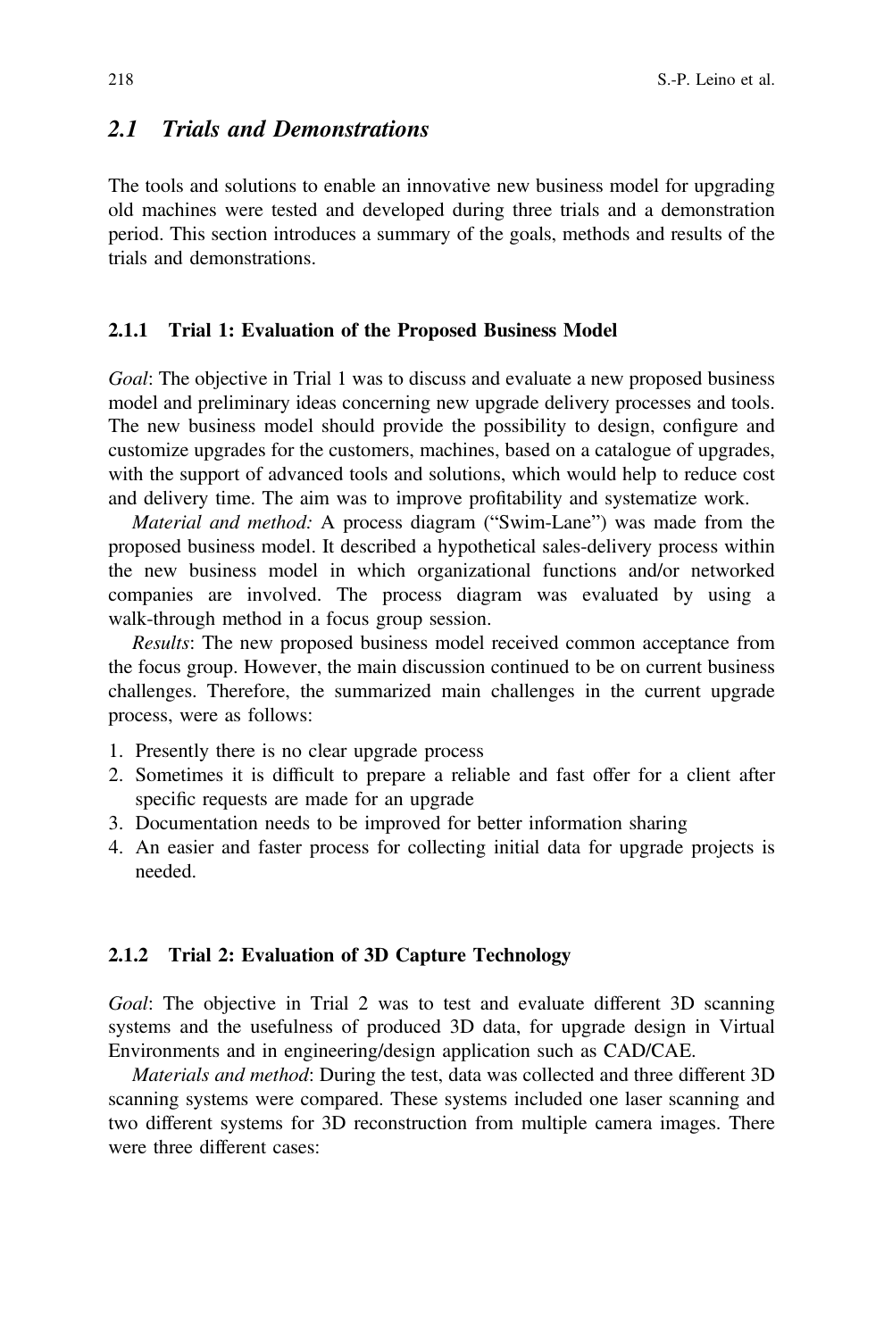## 2.1 Trials and Demonstrations

The tools and solutions to enable an innovative new business model for upgrading old machines were tested and developed during three trials and a demonstration period. This section introduces a summary of the goals, methods and results of the trials and demonstrations.

### 2.1.1 Trial 1: Evaluation of the Proposed Business Model

*Goal*: The objective in Trial 1 was to discuss and evaluate a new proposed business model and preliminary ideas concerning new upgrade delivery processes and tools. The new business model should provide the possibility to design, configure and customize upgrades for the customers, machines, based on a catalogue of upgrades, with the support of advanced tools and solutions, which would help to reduce cost and delivery time. The aim was to improve profitability and systematize work.

*Material and method:* A process diagram ("Swim-Lane") was made from the proposed business model. It described a hypothetical sales-delivery process within the new business model in which organizational functions and/or networked companies are involved. The process diagram was evaluated by using a walk-through method in a focus group session.

*Results*: The new proposed business model received common acceptance from the focus group. However, the main discussion continued to be on current business challenges. Therefore, the summarized main challenges in the current upgrade process, were as follows:

1. Presently there is no clear upgrade process
2. Sometimes it is difficult to prepare a reliable and fast offer for a client after specific requests are made for an upgrade
3. Documentation needs to be improved for better information sharing
4. An easier and faster process for collecting initial data for upgrade projects is needed.

### 2.1.2 Trial 2: Evaluation of 3D Capture Technology

*Goal*: The objective in Trial 2 was to test and evaluate different 3D scanning systems and the usefulness of produced 3D data, for upgrade design in Virtual Environments and in engineering/design application such as CAD/CAE.

*Materials and method*: During the test, data was collected and three different 3D scanning systems were compared. These systems included one laser scanning and two different systems for 3D reconstruction from multiple camera images. There were three different cases: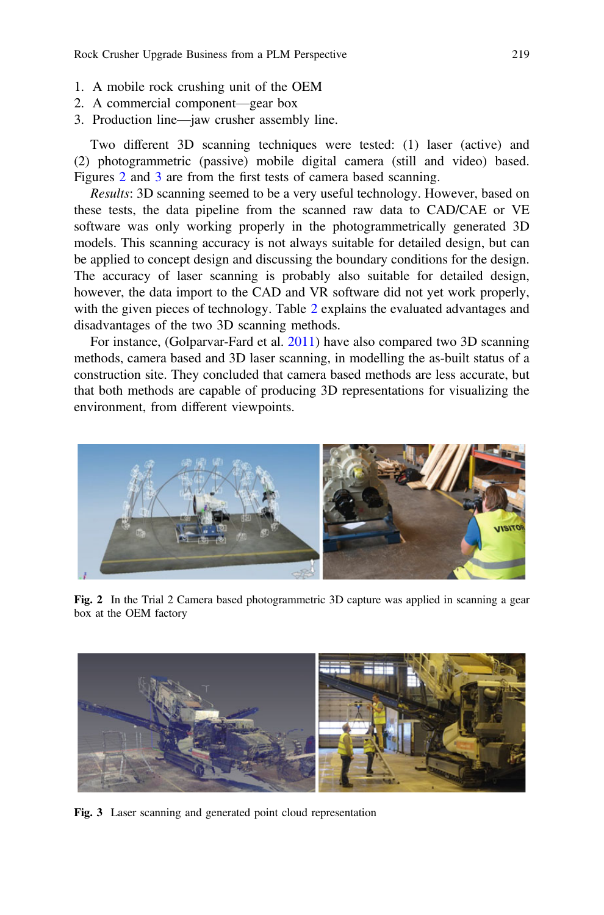1. A mobile rock crushing unit of the OEM
2. A commercial component—gear box
3. Production line—jaw crusher assembly line.

Two different 3D scanning techniques were tested: (1) laser (active) and (2) photogrammetric (passive) mobile digital camera (still and video) based. Figures 2 and 3 are from the first tests of camera based scanning.

*Results*: 3D scanning seemed to be a very useful technology. However, based on these tests, the data pipeline from the scanned raw data to CAD/CAE or VE software was only working properly in the photogrammetrically generated 3D models. This scanning accuracy is not always suitable for detailed design, but can be applied to concept design and discussing the boundary conditions for the design. The accuracy of laser scanning is probably also suitable for detailed design, however, the data import to the CAD and VR software did not yet work properly, with the given pieces of technology. Table 2 explains the evaluated advantages and disadvantages of the two 3D scanning methods.

For instance, (Golparvar-Fard et al. 2011) have also compared two 3D scanning methods, camera based and 3D laser scanning, in modelling the as-built status of a construction site. They concluded that camera based methods are less accurate, but that both methods are capable of producing 3D representations for visualizing the environment, from different viewpoints.

**Fig. 2** In the Trial 2 Camera based photogrammetric 3D capture was applied in scanning a gear box at the OEM factory

**Fig. 3** Laser scanning and generated point cloud representation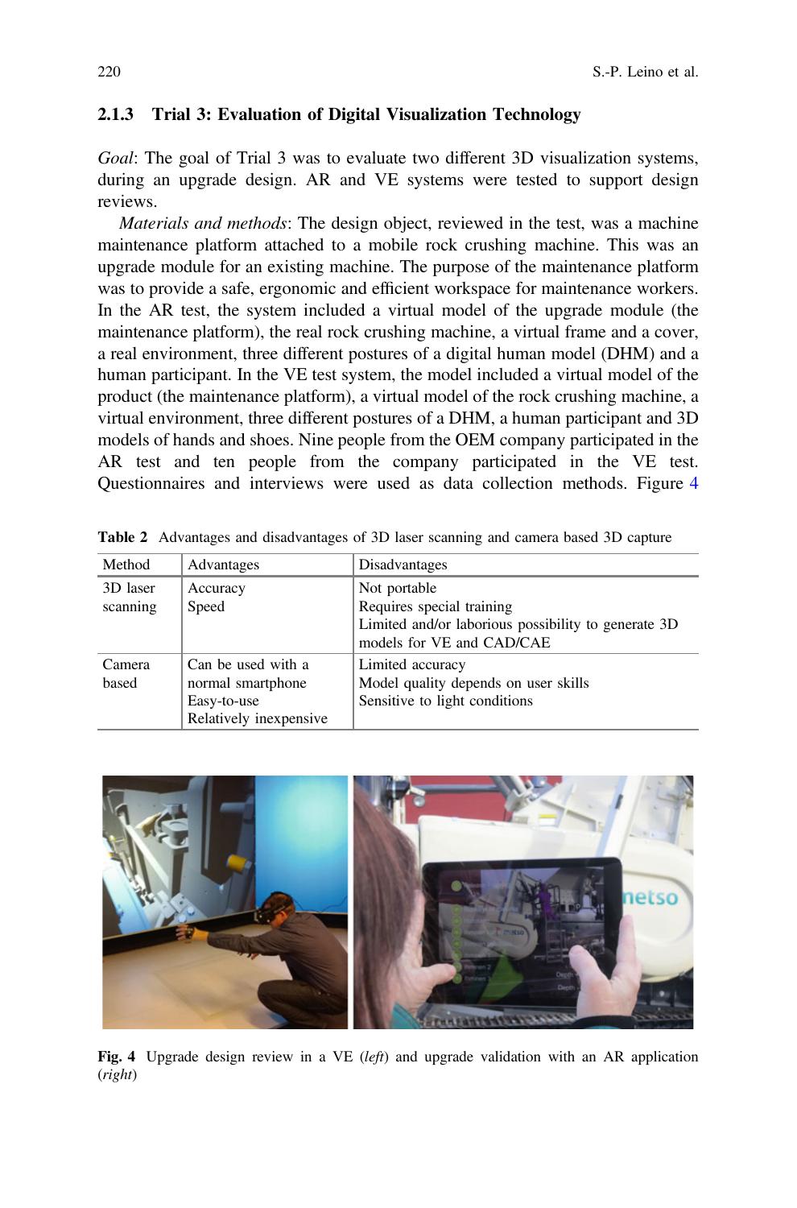### 2.1.3 Trial 3: Evaluation of Digital Visualization Technology

*Goal*: The goal of Trial 3 was to evaluate two different 3D visualization systems, during an upgrade design. AR and VE systems were tested to support design reviews.

*Materials and methods*: The design object, reviewed in the test, was a machine maintenance platform attached to a mobile rock crushing machine. This was an upgrade module for an existing machine. The purpose of the maintenance platform was to provide a safe, ergonomic and efficient workspace for maintenance workers. In the AR test, the system included a virtual model of the upgrade module (the maintenance platform), the real rock crushing machine, a virtual frame and a cover, a real environment, three different postures of a digital human model (DHM) and a human participant. In the VE test system, the model included a virtual model of the product (the maintenance platform), a virtual model of the rock crushing machine, a virtual environment, three different postures of a DHM, a human participant and 3D models of hands and shoes. Nine people from the OEM company participated in the AR test and ten people from the company participated in the VE test. Questionnaires and interviews were used as data collection methods. Figure 4

**Table 2** Advantages and disadvantages of 3D laser scanning and camera based 3D capture

| Method | Advantages | Disadvantages |
|---|---|---|
| 3D laser scanning | Accuracy<br>Speed | Not portable<br>Requires special training<br>Limited and/or laborious possibility to generate 3D models for VE and CAD/CAE |
| Camera based | Can be used with a normal smartphone<br>Easy-to-use<br>Relatively inexpensive | Limited accuracy<br>Model quality depends on user skills<br>Sensitive to light conditions |

**Fig. 4** Upgrade design review in a VE (*left*) and upgrade validation with an AR application (*right*)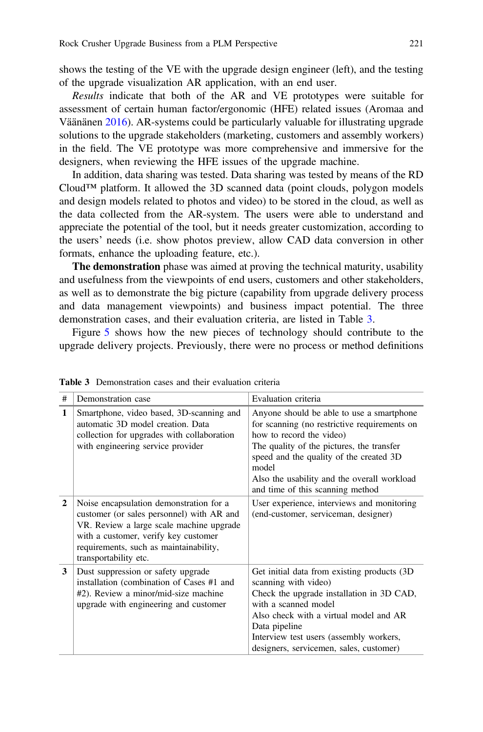shows the testing of the VE with the upgrade design engineer (left), and the testing of the upgrade visualization AR application, with an end user.

*Results* indicate that both of the AR and VE prototypes were suitable for assessment of certain human factor/ergonomic (HFE) related issues (Aromaa and Väänänen 2016). AR-systems could be particularly valuable for illustrating upgrade solutions to the upgrade stakeholders (marketing, customers and assembly workers) in the field. The VE prototype was more comprehensive and immersive for the designers, when reviewing the HFE issues of the upgrade machine.

In addition, data sharing was tested. Data sharing was tested by means of the RD Cloud™ platform. It allowed the 3D scanned data (point clouds, polygon models and design models related to photos and video) to be stored in the cloud, as well as the data collected from the AR-system. The users were able to understand and appreciate the potential of the tool, but it needs greater customization, according to the users' needs (i.e. show photos preview, allow CAD data conversion in other formats, enhance the uploading feature, etc.).

**The demonstration** phase was aimed at proving the technical maturity, usability and usefulness from the viewpoints of end users, customers and other stakeholders, as well as to demonstrate the big picture (capability from upgrade delivery process and data management viewpoints) and business impact potential. The three demonstration cases, and their evaluation criteria, are listed in Table 3.

Figure 5 shows how the new pieces of technology should contribute to the upgrade delivery projects. Previously, there were no process or method definitions

**Table 3** Demonstration cases and their evaluation criteria

| # | Demonstration case | Evaluation criteria |
|---|---|---|
| **1** | Smartphone, video based, 3D-scanning and automatic 3D model creation. Data collection for upgrades with collaboration with engineering service provider | Anyone should be able to use a smartphone for scanning (no restrictive requirements on how to record the video)<br>The quality of the pictures, the transfer speed and the quality of the created 3D model<br>Also the usability and the overall workload and time of this scanning method |
| **2** | Noise encapsulation demonstration for a customer (or sales personnel) with AR and VR. Review a large scale machine upgrade with a customer, verify key customer requirements, such as maintainability, transportability etc. | User experience, interviews and monitoring (end-customer, serviceman, designer) |
| **3** | Dust suppression or safety upgrade installation (combination of Cases #1 and #2). Review a minor/mid-size machine upgrade with engineering and customer | Get initial data from existing products (3D scanning with video)<br>Check the upgrade installation in 3D CAD, with a scanned model<br>Also check with a virtual model and AR<br>Data pipeline<br>Interview test users (assembly workers, designers, servicemen, sales, customer) |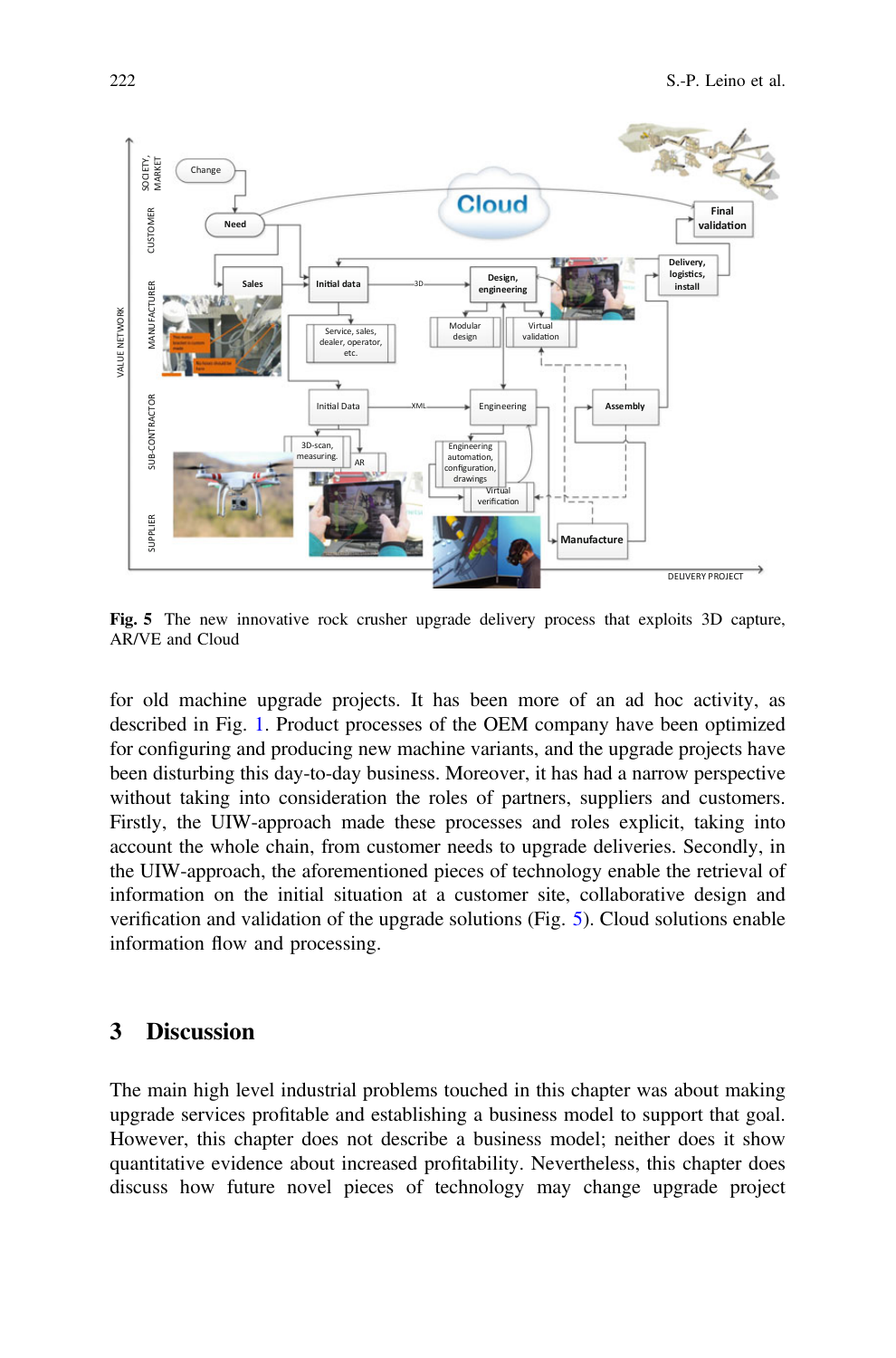**Fig. 5** The new innovative rock crusher upgrade delivery process that exploits 3D capture, AR/VE and Cloud

for old machine upgrade projects. It has been more of an ad hoc activity, as described in Fig. 1. Product processes of the OEM company have been optimized for configuring and producing new machine variants, and the upgrade projects have been disturbing this day-to-day business. Moreover, it has had a narrow perspective without taking into consideration the roles of partners, suppliers and customers. Firstly, the UIW-approach made these processes and roles explicit, taking into account the whole chain, from customer needs to upgrade deliveries. Secondly, in the UIW-approach, the aforementioned pieces of technology enable the retrieval of information on the initial situation at a customer site, collaborative design and verification and validation of the upgrade solutions (Fig. 5). Cloud solutions enable information flow and processing.

## 3 Discussion

The main high level industrial problems touched in this chapter was about making upgrade services profitable and establishing a business model to support that goal. However, this chapter does not describe a business model; neither does it show quantitative evidence about increased profitability. Nevertheless, this chapter does discuss how future novel pieces of technology may change upgrade project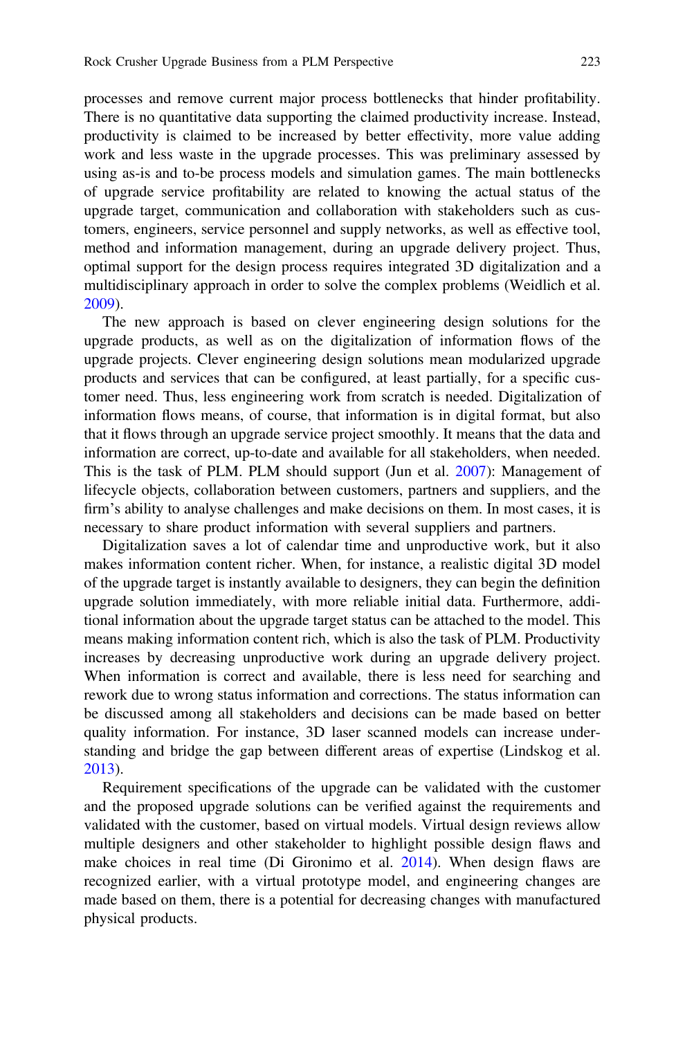processes and remove current major process bottlenecks that hinder profitability. There is no quantitative data supporting the claimed productivity increase. Instead, productivity is claimed to be increased by better effectivity, more value adding work and less waste in the upgrade processes. This was preliminary assessed by using as-is and to-be process models and simulation games. The main bottlenecks of upgrade service profitability are related to knowing the actual status of the upgrade target, communication and collaboration with stakeholders such as customers, engineers, service personnel and supply networks, as well as effective tool, method and information management, during an upgrade delivery project. Thus, optimal support for the design process requires integrated 3D digitalization and a multidisciplinary approach in order to solve the complex problems (Weidlich et al. 2009).

The new approach is based on clever engineering design solutions for the upgrade products, as well as on the digitalization of information flows of the upgrade projects. Clever engineering design solutions mean modularized upgrade products and services that can be configured, at least partially, for a specific customer need. Thus, less engineering work from scratch is needed. Digitalization of information flows means, of course, that information is in digital format, but also that it flows through an upgrade service project smoothly. It means that the data and information are correct, up-to-date and available for all stakeholders, when needed. This is the task of PLM. PLM should support (Jun et al. 2007): Management of lifecycle objects, collaboration between customers, partners and suppliers, and the firm's ability to analyse challenges and make decisions on them. In most cases, it is necessary to share product information with several suppliers and partners.

Digitalization saves a lot of calendar time and unproductive work, but it also makes information content richer. When, for instance, a realistic digital 3D model of the upgrade target is instantly available to designers, they can begin the definition upgrade solution immediately, with more reliable initial data. Furthermore, additional information about the upgrade target status can be attached to the model. This means making information content rich, which is also the task of PLM. Productivity increases by decreasing unproductive work during an upgrade delivery project. When information is correct and available, there is less need for searching and rework due to wrong status information and corrections. The status information can be discussed among all stakeholders and decisions can be made based on better quality information. For instance, 3D laser scanned models can increase understanding and bridge the gap between different areas of expertise (Lindskog et al. 2013).

Requirement specifications of the upgrade can be validated with the customer and the proposed upgrade solutions can be verified against the requirements and validated with the customer, based on virtual models. Virtual design reviews allow multiple designers and other stakeholder to highlight possible design flaws and make choices in real time (Di Gironimo et al. 2014). When design flaws are recognized earlier, with a virtual prototype model, and engineering changes are made based on them, there is a potential for decreasing changes with manufactured physical products.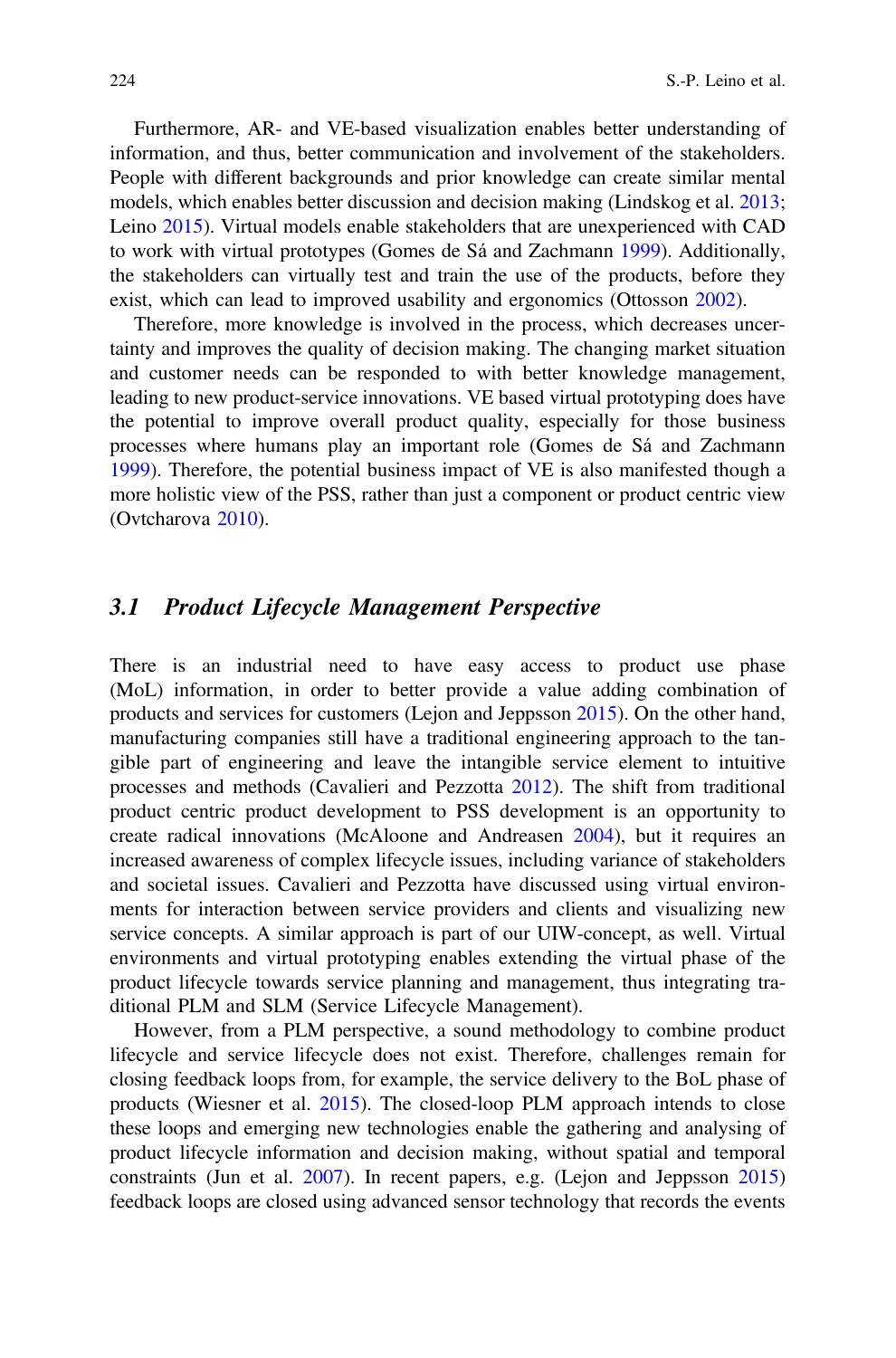Furthermore, AR- and VE-based visualization enables better understanding of information, and thus, better communication and involvement of the stakeholders. People with different backgrounds and prior knowledge can create similar mental models, which enables better discussion and decision making (Lindskog et al. 2013; Leino 2015). Virtual models enable stakeholders that are unexperienced with CAD to work with virtual prototypes (Gomes de Sá and Zachmann 1999). Additionally, the stakeholders can virtually test and train the use of the products, before they exist, which can lead to improved usability and ergonomics (Ottosson 2002).

Therefore, more knowledge is involved in the process, which decreases uncertainty and improves the quality of decision making. The changing market situation and customer needs can be responded to with better knowledge management, leading to new product-service innovations. VE based virtual prototyping does have the potential to improve overall product quality, especially for those business processes where humans play an important role (Gomes de Sá and Zachmann 1999). Therefore, the potential business impact of VE is also manifested though a more holistic view of the PSS, rather than just a component or product centric view (Ovtcharova 2010).

## 3.1 Product Lifecycle Management Perspective

There is an industrial need to have easy access to product use phase (MoL) information, in order to better provide a value adding combination of products and services for customers (Lejon and Jeppsson 2015). On the other hand, manufacturing companies still have a traditional engineering approach to the tangible part of engineering and leave the intangible service element to intuitive processes and methods (Cavalieri and Pezzotta 2012). The shift from traditional product centric product development to PSS development is an opportunity to create radical innovations (McAloone and Andreasen 2004), but it requires an increased awareness of complex lifecycle issues, including variance of stakeholders and societal issues. Cavalieri and Pezzotta have discussed using virtual environments for interaction between service providers and clients and visualizing new service concepts. A similar approach is part of our UIW-concept, as well. Virtual environments and virtual prototyping enables extending the virtual phase of the product lifecycle towards service planning and management, thus integrating traditional PLM and SLM (Service Lifecycle Management).

However, from a PLM perspective, a sound methodology to combine product lifecycle and service lifecycle does not exist. Therefore, challenges remain for closing feedback loops from, for example, the service delivery to the BoL phase of products (Wiesner et al. 2015). The closed-loop PLM approach intends to close these loops and emerging new technologies enable the gathering and analysing of product lifecycle information and decision making, without spatial and temporal constraints (Jun et al. 2007). In recent papers, e.g. (Lejon and Jeppsson 2015) feedback loops are closed using advanced sensor technology that records the events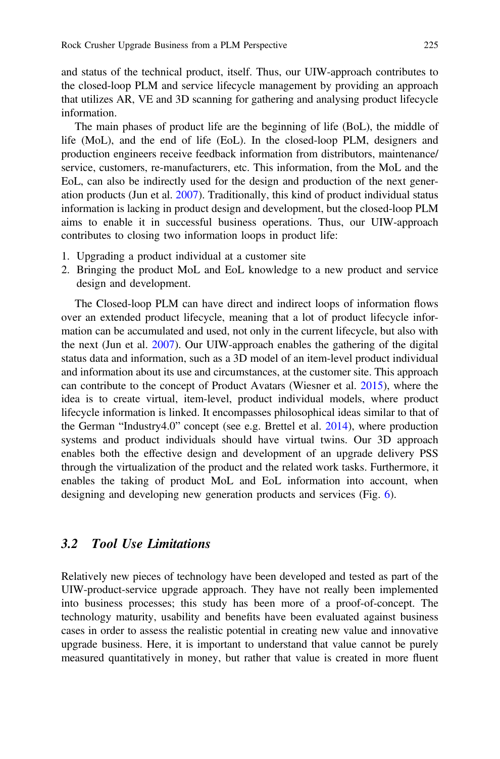and status of the technical product, itself. Thus, our UIW-approach contributes to the closed-loop PLM and service lifecycle management by providing an approach that utilizes AR, VE and 3D scanning for gathering and analysing product lifecycle information.

The main phases of product life are the beginning of life (BoL), the middle of life (MoL), and the end of life (EoL). In the closed-loop PLM, designers and production engineers receive feedback information from distributors, maintenance/ service, customers, re-manufacturers, etc. This information, from the MoL and the EoL, can also be indirectly used for the design and production of the next generation products (Jun et al. 2007). Traditionally, this kind of product individual status information is lacking in product design and development, but the closed-loop PLM aims to enable it in successful business operations. Thus, our UIW-approach contributes to closing two information loops in product life:

1. Upgrading a product individual at a customer site
2. Bringing the product MoL and EoL knowledge to a new product and service design and development.

The Closed-loop PLM can have direct and indirect loops of information flows over an extended product lifecycle, meaning that a lot of product lifecycle information can be accumulated and used, not only in the current lifecycle, but also with the next (Jun et al. 2007). Our UIW-approach enables the gathering of the digital status data and information, such as a 3D model of an item-level product individual and information about its use and circumstances, at the customer site. This approach can contribute to the concept of Product Avatars (Wiesner et al. 2015), where the idea is to create virtual, item-level, product individual models, where product lifecycle information is linked. It encompasses philosophical ideas similar to that of the German "Industry4.0" concept (see e.g. Brettel et al. 2014), where production systems and product individuals should have virtual twins. Our 3D approach enables both the effective design and development of an upgrade delivery PSS through the virtualization of the product and the related work tasks. Furthermore, it enables the taking of product MoL and EoL information into account, when designing and developing new generation products and services (Fig. 6).

## 3.2 *Tool Use Limitations*

Relatively new pieces of technology have been developed and tested as part of the UIW-product-service upgrade approach. They have not really been implemented into business processes; this study has been more of a proof-of-concept. The technology maturity, usability and benefits have been evaluated against business cases in order to assess the realistic potential in creating new value and innovative upgrade business. Here, it is important to understand that value cannot be purely measured quantitatively in money, but rather that value is created in more fluent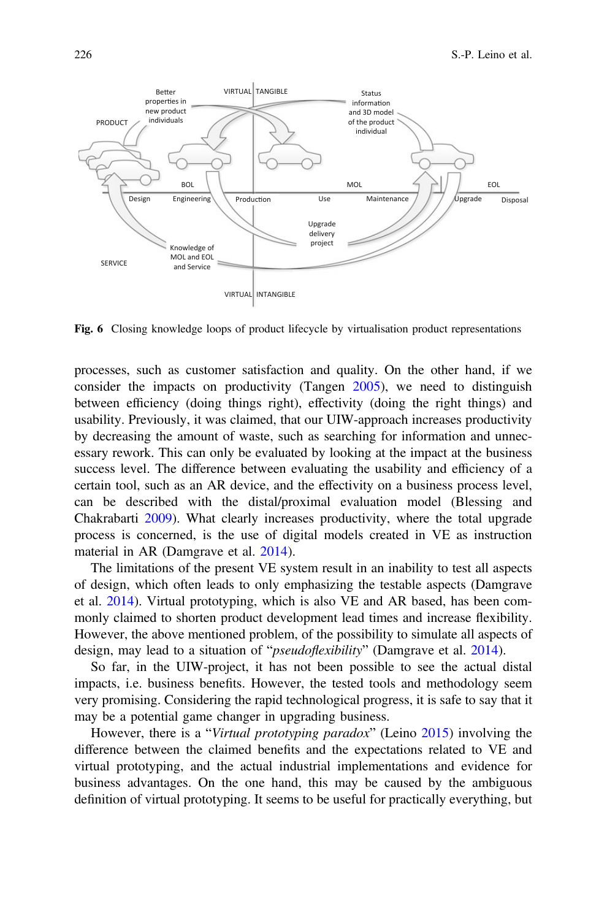Fig. 6 Closing knowledge loops of product lifecycle by virtualisation product representations

processes, such as customer satisfaction and quality. On the other hand, if we consider the impacts on productivity (Tangen 2005), we need to distinguish between efficiency (doing things right), effectivity (doing the right things) and usability. Previously, it was claimed, that our UIW-approach increases productivity by decreasing the amount of waste, such as searching for information and unnecessary rework. This can only be evaluated by looking at the impact at the business success level. The difference between evaluating the usability and efficiency of a certain tool, such as an AR device, and the effectivity on a business process level, can be described with the distal/proximal evaluation model (Blessing and Chakrabarti 2009). What clearly increases productivity, where the total upgrade process is concerned, is the use of digital models created in VE as instruction material in AR (Damgrave et al. 2014).

The limitations of the present VE system result in an inability to test all aspects of design, which often leads to only emphasizing the testable aspects (Damgrave et al. 2014). Virtual prototyping, which is also VE and AR based, has been commonly claimed to shorten product development lead times and increase flexibility. However, the above mentioned problem, of the possibility to simulate all aspects of design, may lead to a situation of "*pseudoflexibility*" (Damgrave et al. 2014).

So far, in the UIW-project, it has not been possible to see the actual distal impacts, i.e. business benefits. However, the tested tools and methodology seem very promising. Considering the rapid technological progress, it is safe to say that it may be a potential game changer in upgrading business.

However, there is a "*Virtual prototyping paradox*" (Leino 2015) involving the difference between the claimed benefits and the expectations related to VE and virtual prototyping, and the actual industrial implementations and evidence for business advantages. On the one hand, this may be caused by the ambiguous definition of virtual prototyping. It seems to be useful for practically everything, but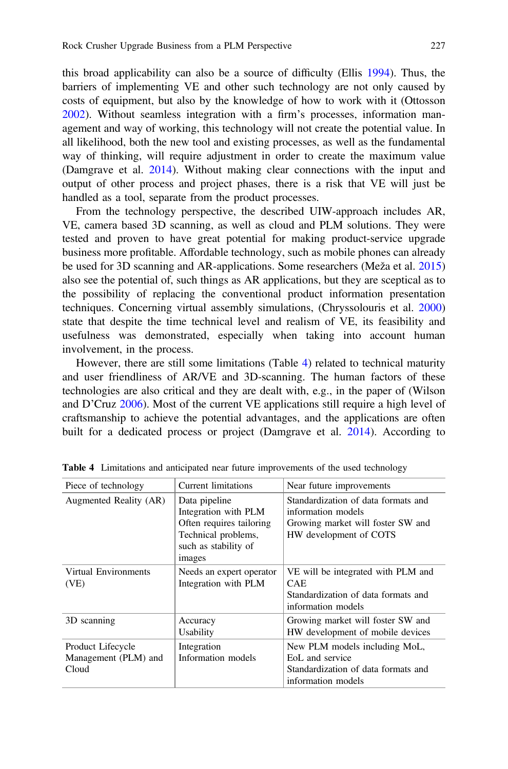this broad applicability can also be a source of difficulty (Ellis 1994). Thus, the barriers of implementing VE and other such technology are not only caused by costs of equipment, but also by the knowledge of how to work with it (Ottosson 2002). Without seamless integration with a firm's processes, information management and way of working, this technology will not create the potential value. In all likelihood, both the new tool and existing processes, as well as the fundamental way of thinking, will require adjustment in order to create the maximum value (Damgrave et al. 2014). Without making clear connections with the input and output of other process and project phases, there is a risk that VE will just be handled as a tool, separate from the product processes.

From the technology perspective, the described UIW-approach includes AR, VE, camera based 3D scanning, as well as cloud and PLM solutions. They were tested and proven to have great potential for making product-service upgrade business more profitable. Affordable technology, such as mobile phones can already be used for 3D scanning and AR-applications. Some researchers (Meža et al. 2015) also see the potential of, such things as AR applications, but they are sceptical as to the possibility of replacing the conventional product information presentation techniques. Concerning virtual assembly simulations, (Chryssolouris et al. 2000) state that despite the time technical level and realism of VE, its feasibility and usefulness was demonstrated, especially when taking into account human involvement, in the process.

However, there are still some limitations (Table 4) related to technical maturity and user friendliness of AR/VE and 3D-scanning. The human factors of these technologies are also critical and they are dealt with, e.g., in the paper of (Wilson and D'Cruz 2006). Most of the current VE applications still require a high level of craftsmanship to achieve the potential advantages, and the applications are often built for a dedicated process or project (Damgrave et al. 2014). According to

**Table 4** Limitations and anticipated near future improvements of the used technology

| Piece of technology | Current limitations | Near future improvements |
|---|---|---|
| Augmented Reality (AR) | Data pipeline<br>Integration with PLM<br>Often requires tailoring<br>Technical problems, such as stability of images | Standardization of data formats and information models<br>Growing market will foster SW and HW development of COTS |
| Virtual Environments (VE) | Needs an expert operator<br>Integration with PLM | VE will be integrated with PLM and CAE<br>Standardization of data formats and information models |
| 3D scanning | Accuracy<br>Usability | Growing market will foster SW and HW development of mobile devices |
| Product Lifecycle Management (PLM) and Cloud | Integration<br>Information models | New PLM models including MoL, EoL and service<br>Standardization of data formats and information models |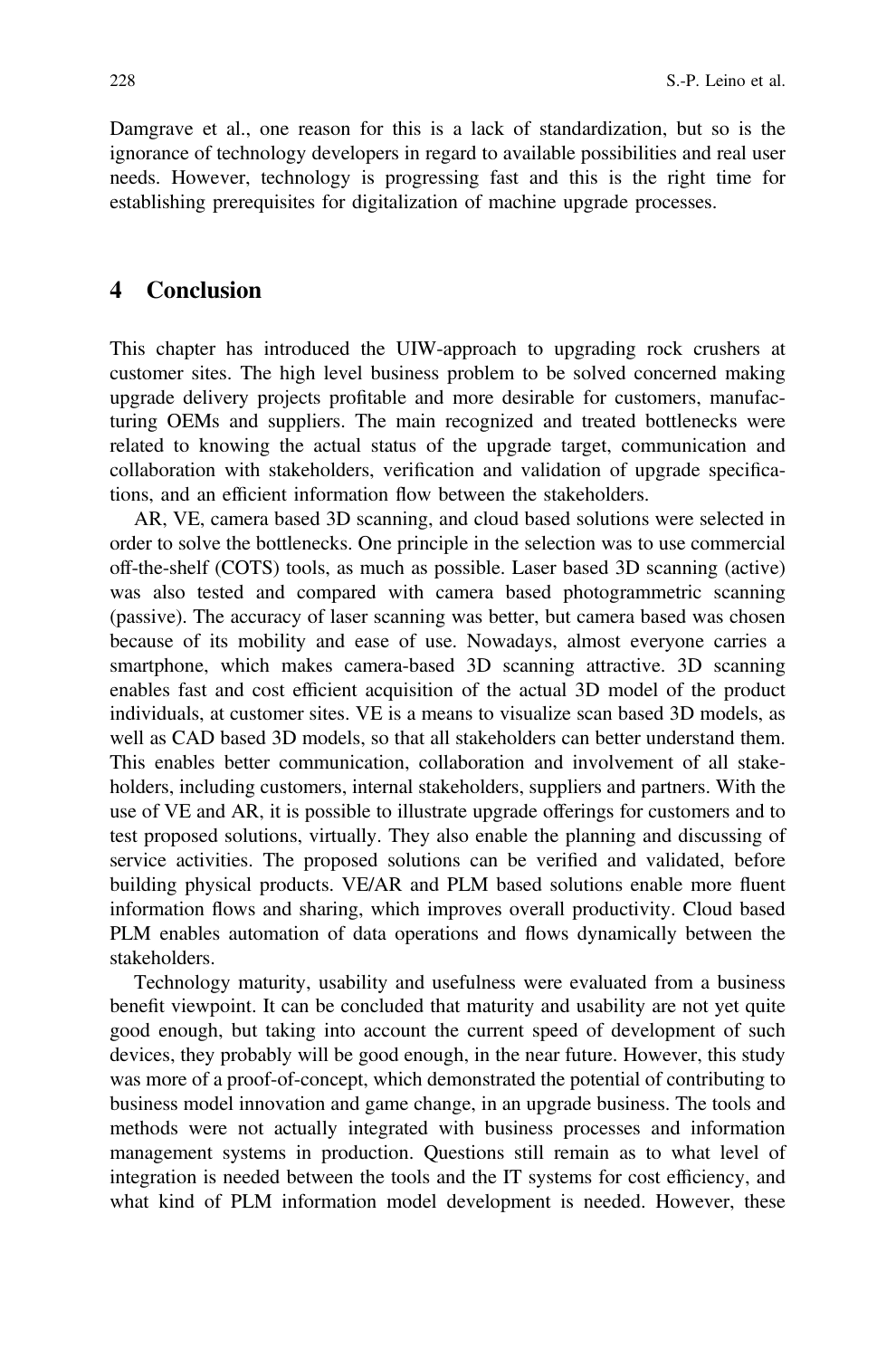Damgrave et al., one reason for this is a lack of standardization, but so is the ignorance of technology developers in regard to available possibilities and real user needs. However, technology is progressing fast and this is the right time for establishing prerequisites for digitalization of machine upgrade processes.

## 4 Conclusion

This chapter has introduced the UIW-approach to upgrading rock crushers at customer sites. The high level business problem to be solved concerned making upgrade delivery projects profitable and more desirable for customers, manufacturing OEMs and suppliers. The main recognized and treated bottlenecks were related to knowing the actual status of the upgrade target, communication and collaboration with stakeholders, verification and validation of upgrade specifications, and an efficient information flow between the stakeholders.

AR, VE, camera based 3D scanning, and cloud based solutions were selected in order to solve the bottlenecks. One principle in the selection was to use commercial off-the-shelf (COTS) tools, as much as possible. Laser based 3D scanning (active) was also tested and compared with camera based photogrammetric scanning (passive). The accuracy of laser scanning was better, but camera based was chosen because of its mobility and ease of use. Nowadays, almost everyone carries a smartphone, which makes camera-based 3D scanning attractive. 3D scanning enables fast and cost efficient acquisition of the actual 3D model of the product individuals, at customer sites. VE is a means to visualize scan based 3D models, as well as CAD based 3D models, so that all stakeholders can better understand them. This enables better communication, collaboration and involvement of all stakeholders, including customers, internal stakeholders, suppliers and partners. With the use of VE and AR, it is possible to illustrate upgrade offerings for customers and to test proposed solutions, virtually. They also enable the planning and discussing of service activities. The proposed solutions can be verified and validated, before building physical products. VE/AR and PLM based solutions enable more fluent information flows and sharing, which improves overall productivity. Cloud based PLM enables automation of data operations and flows dynamically between the stakeholders.

Technology maturity, usability and usefulness were evaluated from a business benefit viewpoint. It can be concluded that maturity and usability are not yet quite good enough, but taking into account the current speed of development of such devices, they probably will be good enough, in the near future. However, this study was more of a proof-of-concept, which demonstrated the potential of contributing to business model innovation and game change, in an upgrade business. The tools and methods were not actually integrated with business processes and information management systems in production. Questions still remain as to what level of integration is needed between the tools and the IT systems for cost efficiency, and what kind of PLM information model development is needed. However, these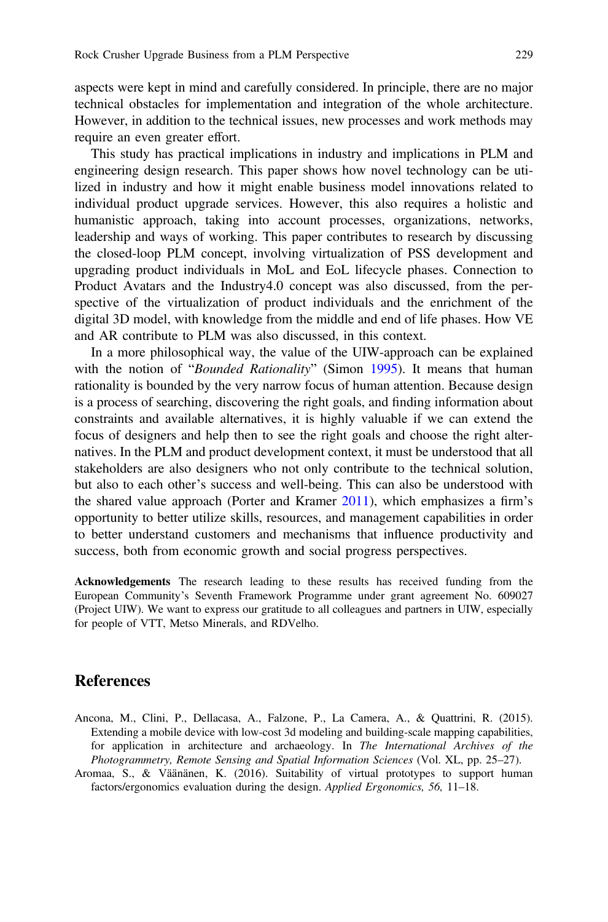aspects were kept in mind and carefully considered. In principle, there are no major technical obstacles for implementation and integration of the whole architecture. However, in addition to the technical issues, new processes and work methods may require an even greater effort.

This study has practical implications in industry and implications in PLM and engineering design research. This paper shows how novel technology can be utilized in industry and how it might enable business model innovations related to individual product upgrade services. However, this also requires a holistic and humanistic approach, taking into account processes, organizations, networks, leadership and ways of working. This paper contributes to research by discussing the closed-loop PLM concept, involving virtualization of PSS development and upgrading product individuals in MoL and EoL lifecycle phases. Connection to Product Avatars and the Industry4.0 concept was also discussed, from the perspective of the virtualization of product individuals and the enrichment of the digital 3D model, with knowledge from the middle and end of life phases. How VE and AR contribute to PLM was also discussed, in this context.

In a more philosophical way, the value of the UIW-approach can be explained with the notion of "*Bounded Rationality*" (Simon 1995). It means that human rationality is bounded by the very narrow focus of human attention. Because design is a process of searching, discovering the right goals, and finding information about constraints and available alternatives, it is highly valuable if we can extend the focus of designers and help then to see the right goals and choose the right alternatives. In the PLM and product development context, it must be understood that all stakeholders are also designers who not only contribute to the technical solution, but also to each other's success and well-being. This can also be understood with the shared value approach (Porter and Kramer 2011), which emphasizes a firm's opportunity to better utilize skills, resources, and management capabilities in order to better understand customers and mechanisms that influence productivity and success, both from economic growth and social progress perspectives.

**Acknowledgements** The research leading to these results has received funding from the European Community's Seventh Framework Programme under grant agreement No. 609027 (Project UIW). We want to express our gratitude to all colleagues and partners in UIW, especially for people of VTT, Metso Minerals, and RDVelho.

## References

Ancona, M., Clini, P., Dellacasa, A., Falzone, P., La Camera, A., & Quattrini, R. (2015). Extending a mobile device with low-cost 3d modeling and building-scale mapping capabilities, for application in architecture and archaeology. In *The International Archives of the Photogrammetry, Remote Sensing and Spatial Information Sciences* (Vol. XL, pp. 25–27).

Aromaa, S., & Väänänen, K. (2016). Suitability of virtual prototypes to support human factors/ergonomics evaluation during the design. *Applied Ergonomics, 56,* 11–18.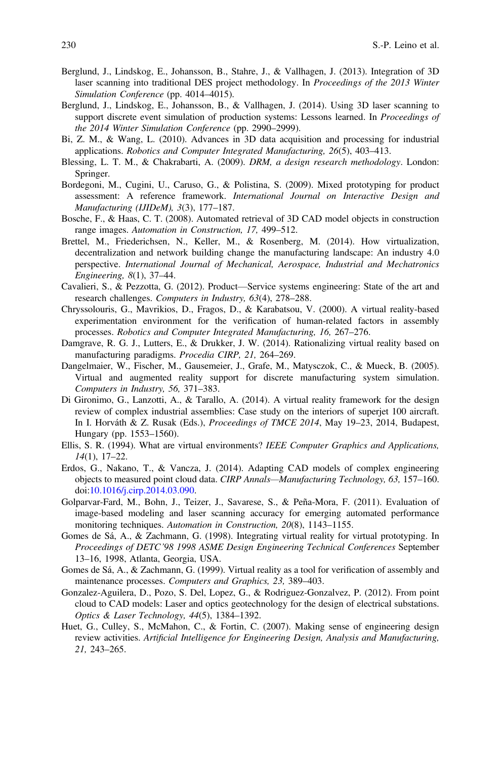Berglund, J., Lindskog, E., Johansson, B., Stahre, J., & Vallhagen, J. (2013). Integration of 3D laser scanning into traditional DES project methodology. In *Proceedings of the 2013 Winter Simulation Conference* (pp. 4014–4015).

Berglund, J., Lindskog, E., Johansson, B., & Vallhagen, J. (2014). Using 3D laser scanning to support discrete event simulation of production systems: Lessons learned. In *Proceedings of the 2014 Winter Simulation Conference* (pp. 2990–2999).

Bi, Z. M., & Wang, L. (2010). Advances in 3D data acquisition and processing for industrial applications. *Robotics and Computer Integrated Manufacturing, 26*(5), 403–413.

Blessing, L. T. M., & Chakrabarti, A. (2009). *DRM, a design research methodology*. London: Springer.

Bordegoni, M., Cugini, U., Caruso, G., & Polistina, S. (2009). Mixed prototyping for product assessment: A reference framework. *International Journal on Interactive Design and Manufacturing (IJIDeM), 3*(3), 177–187.

Bosche, F., & Haas, C. T. (2008). Automated retrieval of 3D CAD model objects in construction range images. *Automation in Construction, 17,* 499–512.

Brettel, M., Friederichsen, N., Keller, M., & Rosenberg, M. (2014). How virtualization, decentralization and network building change the manufacturing landscape: An industry 4.0 perspective. *International Journal of Mechanical, Aerospace, Industrial and Mechatronics Engineering, 8*(1), 37–44.

Cavalieri, S., & Pezzotta, G. (2012). Product—Service systems engineering: State of the art and research challenges. *Computers in Industry, 63*(4), 278–288.

Chryssolouris, G., Mavrikios, D., Fragos, D., & Karabatsou, V. (2000). A virtual reality-based experimentation environment for the verification of human-related factors in assembly processes. *Robotics and Computer Integrated Manufacturing, 16,* 267–276.

Damgrave, R. G. J., Lutters, E., & Drukker, J. W. (2014). Rationalizing virtual reality based on manufacturing paradigms. *Procedia CIRP, 21,* 264–269.

Dangelmaier, W., Fischer, M., Gausemeier, J., Grafe, M., Matysczok, C., & Mueck, B. (2005). Virtual and augmented reality support for discrete manufacturing system simulation. *Computers in Industry, 56,* 371–383.

Di Gironimo, G., Lanzotti, A., & Tarallo, A. (2014). A virtual reality framework for the design review of complex industrial assemblies: Case study on the interiors of superjet 100 aircraft. In I. Horváth & Z. Rusak (Eds.), *Proceedings of TMCE 2014*, May 19–23, 2014, Budapest, Hungary (pp. 1553–1560).

Ellis, S. R. (1994). What are virtual environments? *IEEE Computer Graphics and Applications, 14*(1), 17–22.

Erdos, G., Nakano, T., & Vancza, J. (2014). Adapting CAD models of complex engineering objects to measured point cloud data. *CIRP Annals—Manufacturing Technology, 63,* 157–160. doi:10.1016/j.cirp.2014.03.090.

Golparvar-Fard, M., Bohn, J., Teizer, J., Savarese, S., & Peña-Mora, F. (2011). Evaluation of image-based modeling and laser scanning accuracy for emerging automated performance monitoring techniques. *Automation in Construction, 20*(8), 1143–1155.

Gomes de Sá, A., & Zachmann, G. (1998). Integrating virtual reality for virtual prototyping. In *Proceedings of DETC'98 1998 ASME Design Engineering Technical Conferences* September 13–16, 1998, Atlanta, Georgia, USA.

Gomes de Sá, A., & Zachmann, G. (1999). Virtual reality as a tool for verification of assembly and maintenance processes. *Computers and Graphics, 23,* 389–403.

Gonzalez-Aguilera, D., Pozo, S. Del, Lopez, G., & Rodriguez-Gonzalvez, P. (2012). From point cloud to CAD models: Laser and optics geotechnology for the design of electrical substations. *Optics & Laser Technology, 44*(5), 1384–1392.

Huet, G., Culley, S., McMahon, C., & Fortin, C. (2007). Making sense of engineering design review activities. *Artificial Intelligence for Engineering Design, Analysis and Manufacturing, 21,* 243–265.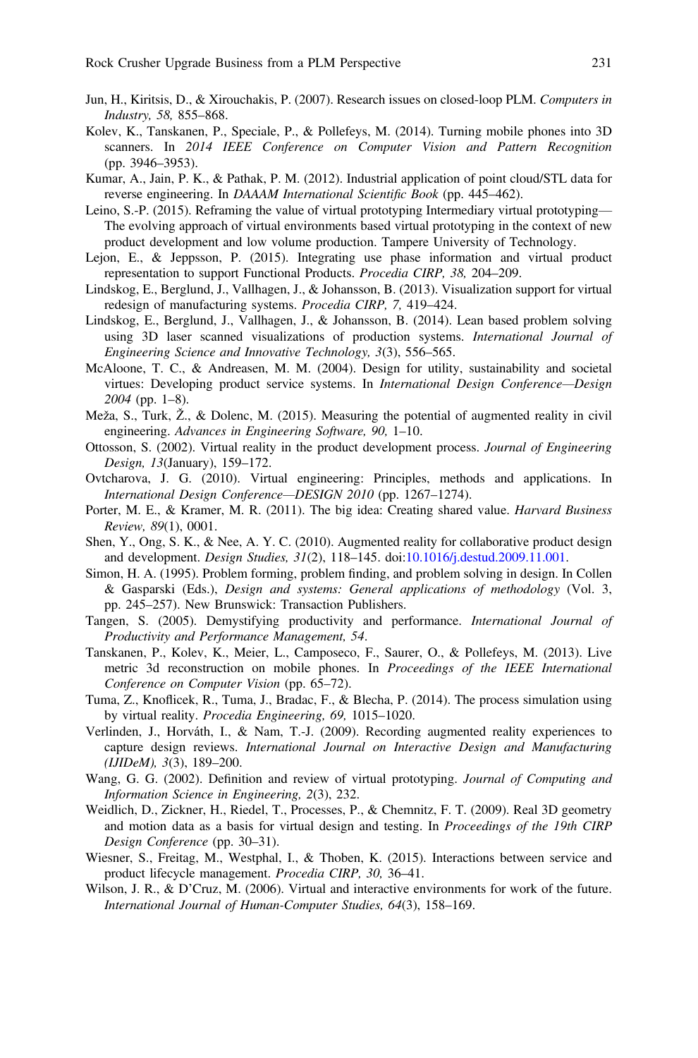Jun, H., Kiritsis, D., & Xirouchakis, P. (2007). Research issues on closed-loop PLM. *Computers in Industry, 58,* 855–868.

Kolev, K., Tanskanen, P., Speciale, P., & Pollefeys, M. (2014). Turning mobile phones into 3D scanners. In *2014 IEEE Conference on Computer Vision and Pattern Recognition* (pp. 3946–3953).

Kumar, A., Jain, P. K., & Pathak, P. M. (2012). Industrial application of point cloud/STL data for reverse engineering. In *DAAAM International Scientific Book* (pp. 445–462).

Leino, S.-P. (2015). Reframing the value of virtual prototyping Intermediary virtual prototyping—The evolving approach of virtual environments based virtual prototyping in the context of new product development and low volume production. Tampere University of Technology.

Lejon, E., & Jeppsson, P. (2015). Integrating use phase information and virtual product representation to support Functional Products. *Procedia CIRP, 38,* 204–209.

Lindskog, E., Berglund, J., Vallhagen, J., & Johansson, B. (2013). Visualization support for virtual redesign of manufacturing systems. *Procedia CIRP, 7,* 419–424.

Lindskog, E., Berglund, J., Vallhagen, J., & Johansson, B. (2014). Lean based problem solving using 3D laser scanned visualizations of production systems. *International Journal of Engineering Science and Innovative Technology, 3*(3), 556–565.

McAloone, T. C., & Andreasen, M. M. (2004). Design for utility, sustainability and societal virtues: Developing product service systems. In *International Design Conference—Design 2004* (pp. 1–8).

Meža, S., Turk, Ž., & Dolenc, M. (2015). Measuring the potential of augmented reality in civil engineering. *Advances in Engineering Software, 90,* 1–10.

Ottosson, S. (2002). Virtual reality in the product development process. *Journal of Engineering Design, 13*(January), 159–172.

Ovtcharova, J. G. (2010). Virtual engineering: Principles, methods and applications. In *International Design Conference—DESIGN 2010* (pp. 1267–1274).

Porter, M. E., & Kramer, M. R. (2011). The big idea: Creating shared value. *Harvard Business Review, 89*(1), 0001.

Shen, Y., Ong, S. K., & Nee, A. Y. C. (2010). Augmented reality for collaborative product design and development. *Design Studies, 31*(2), 118–145. doi:10.1016/j.destud.2009.11.001.

Simon, H. A. (1995). Problem forming, problem finding, and problem solving in design. In Collen & Gasparski (Eds.), *Design and systems: General applications of methodology* (Vol. 3, pp. 245–257). New Brunswick: Transaction Publishers.

Tangen, S. (2005). Demystifying productivity and performance. *International Journal of Productivity and Performance Management, 54*.

Tanskanen, P., Kolev, K., Meier, L., Camposeco, F., Saurer, O., & Pollefeys, M. (2013). Live metric 3d reconstruction on mobile phones. In *Proceedings of the IEEE International Conference on Computer Vision* (pp. 65–72).

Tuma, Z., Knoflicek, R., Tuma, J., Bradac, F., & Blecha, P. (2014). The process simulation using by virtual reality. *Procedia Engineering, 69,* 1015–1020.

Verlinden, J., Horváth, I., & Nam, T.-J. (2009). Recording augmented reality experiences to capture design reviews. *International Journal on Interactive Design and Manufacturing (IJIDeM), 3*(3), 189–200.

Wang, G. G. (2002). Definition and review of virtual prototyping. *Journal of Computing and Information Science in Engineering, 2*(3), 232.

Weidlich, D., Zickner, H., Riedel, T., Processes, P., & Chemnitz, F. T. (2009). Real 3D geometry and motion data as a basis for virtual design and testing. In *Proceedings of the 19th CIRP Design Conference* (pp. 30–31).

Wiesner, S., Freitag, M., Westphal, I., & Thoben, K. (2015). Interactions between service and product lifecycle management. *Procedia CIRP, 30,* 36–41.

Wilson, J. R., & D'Cruz, M. (2006). Virtual and interactive environments for work of the future. *International Journal of Human-Computer Studies, 64*(3), 158–169.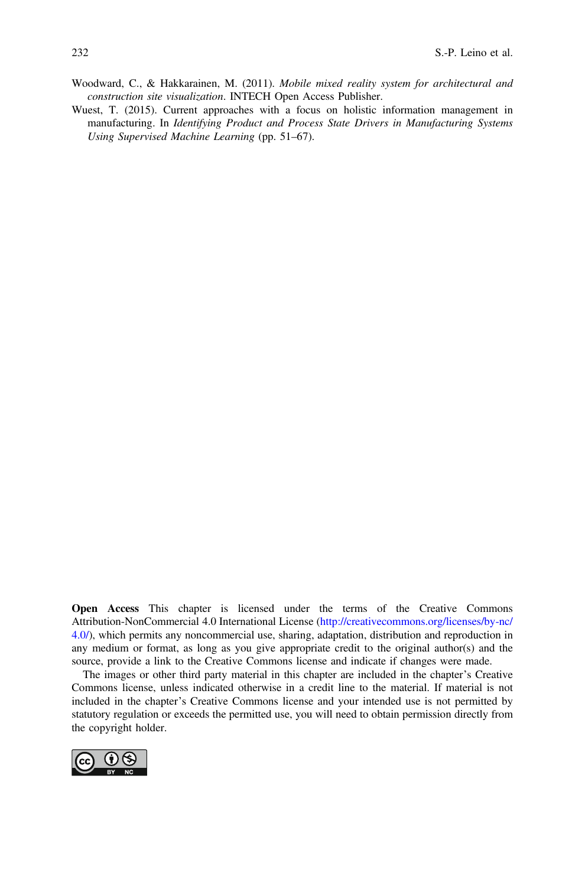Woodward, C., & Hakkarainen, M. (2011). *Mobile mixed reality system for architectural and construction site visualization*. INTECH Open Access Publisher.

Wuest, T. (2015). Current approaches with a focus on holistic information management in manufacturing. In *Identifying Product and Process State Drivers in Manufacturing Systems Using Supervised Machine Learning* (pp. 51–67).

**Open Access** This chapter is licensed under the terms of the Creative Commons Attribution-NonCommercial 4.0 International License (http://creativecommons.org/licenses/by-nc/4.0/), which permits any noncommercial use, sharing, adaptation, distribution and reproduction in any medium or format, as long as you give appropriate credit to the original author(s) and the source, provide a link to the Creative Commons license and indicate if changes were made.

The images or other third party material in this chapter are included in the chapter's Creative Commons license, unless indicated otherwise in a credit line to the material. If material is not included in the chapter's Creative Commons license and your intended use is not permitted by statutory regulation or exceeds the permitted use, you will need to obtain permission directly from the copyright holder.